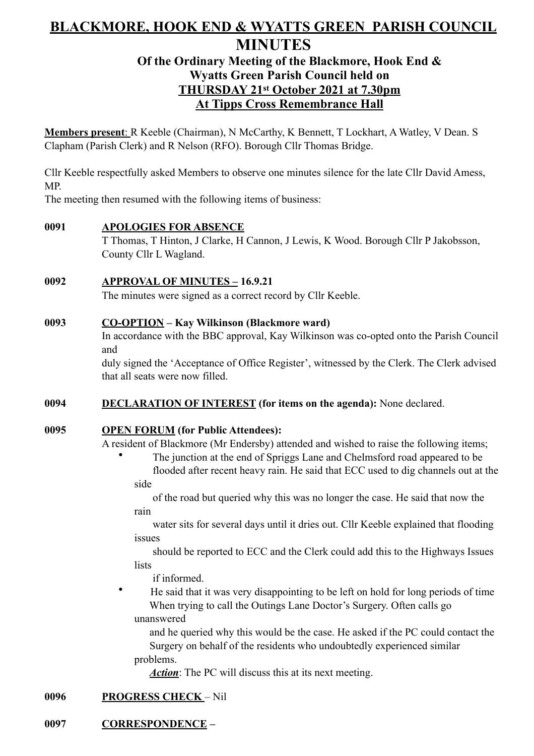# BLACKMORE, HOOK END & WYATTS GREEN PARISH COUNCIL

# MINUTES

## Of the Ordinary Meeting of the Blackmore, Hook End & Wyatts Green Parish Council held on THURSDAY 21st October 2021 at 7.30pm At Tipps Cross Remembrance Hall

**Members present**: R Keeble (Chairman), N McCarthy, K Bennett, T Lockhart, A Watley, V Dean. S Clapham (Parish Clerk) and R Nelson (RFO). Borough Cllr Thomas Bridge.

Cllr Keeble respectfully asked Members to observe one minutes silence for the late Cllr David Amess, MP.

The meeting then resumed with the following items of business:

**0091 APOLOGIES FOR ABSENCE**

T Thomas, T Hinton, J Clarke, H Cannon, J Lewis, K Wood. Borough Cllr P Jakobsson, County Cllr L Wagland.

**0092 APPROVAL OF MINUTES – 16.9.21**

The minutes were signed as a correct record by Cllr Keeble.

**0093 CO-OPTION – Kay Wilkinson (Blackmore ward)**

In accordance with the BBC approval, Kay Wilkinson was co-opted onto the Parish Council and duly signed the 'Acceptance of Office Register', witnessed by the Clerk. The Clerk advised that all seats were now filled.

**0094 DECLARATION OF INTEREST (for items on the agenda):** None declared.

**0095 OPEN FORUM (for Public Attendees):**

A resident of Blackmore (Mr Endersby) attended and wished to raise the following items;

- The junction at the end of Spriggs Lane and Chelmsford road appeared to be flooded after recent heavy rain. He said that ECC used to dig channels out at the side of the road but queried why this was no longer the case. He said that now the rain water sits for several days until it dries out. Cllr Keeble explained that flooding issues should be reported to ECC and the Clerk could add this to the Highways Issues lists if informed.
- He said that it was very disappointing to be left on hold for long periods of time When trying to call the Outings Lane Doctor's Surgery. Often calls go unanswered and he queried why this would be the case. He asked if the PC could contact the Surgery on behalf of the residents who undoubtedly experienced similar problems.

  ***Action***: The PC will discuss this at its next meeting.

**0096 PROGRESS CHECK** – Nil

**0097 CORRESPONDENCE –**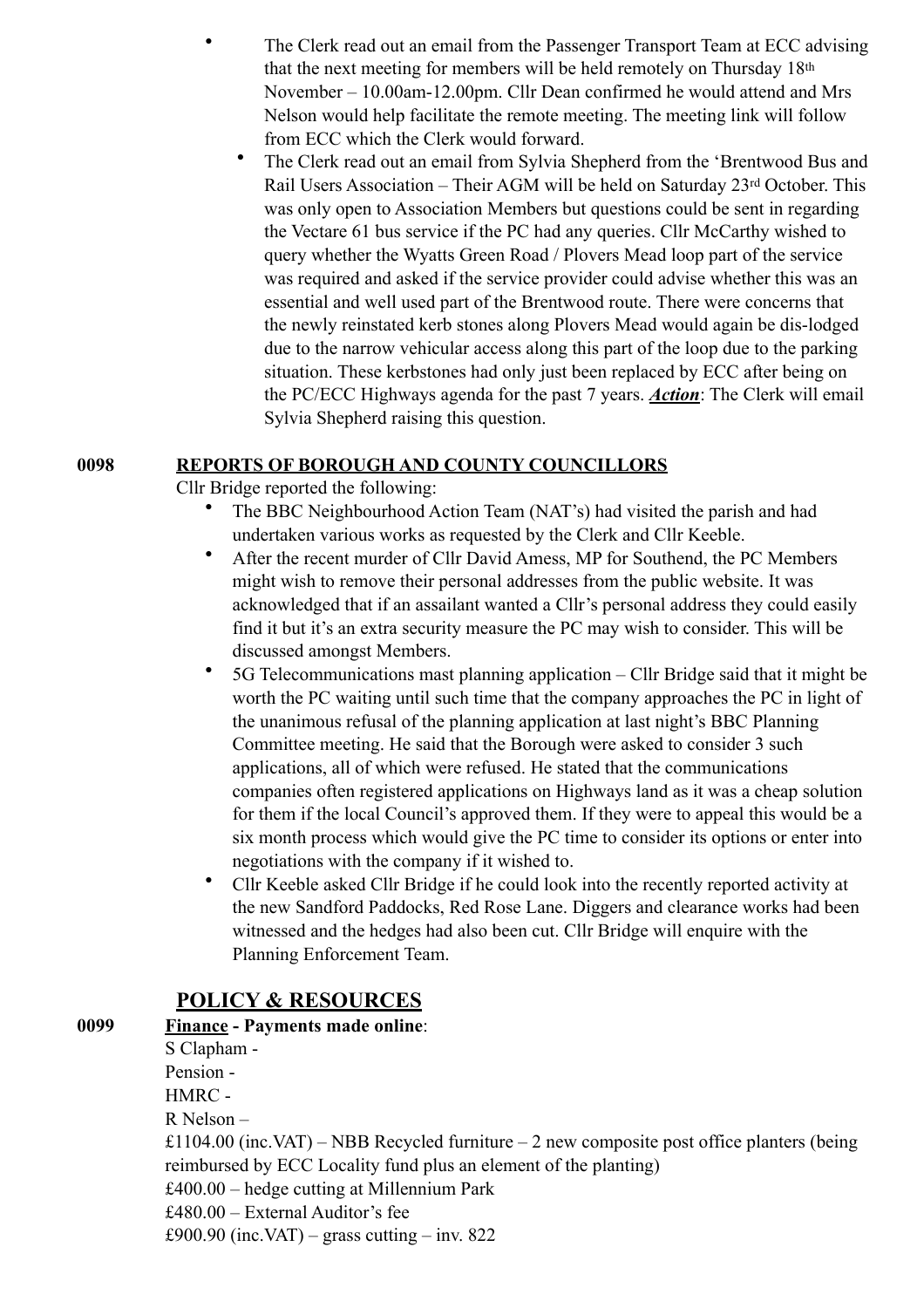- The Clerk read out an email from the Passenger Transport Team at ECC advising that the next meeting for members will be held remotely on Thursday 18th November – 10.00am-12.00pm. Cllr Dean confirmed he would attend and Mrs Nelson would help facilitate the remote meeting. The meeting link will follow from ECC which the Clerk would forward.
- The Clerk read out an email from Sylvia Shepherd from the 'Brentwood Bus and Rail Users Association – Their AGM will be held on Saturday 23rd October. This was only open to Association Members but questions could be sent in regarding the Vectare 61 bus service if the PC had any queries. Cllr McCarthy wished to query whether the Wyatts Green Road / Plovers Mead loop part of the service was required and asked if the service provider could advise whether this was an essential and well used part of the Brentwood route. There were concerns that the newly reinstated kerb stones along Plovers Mead would again be dis-lodged due to the narrow vehicular access along this part of the loop due to the parking situation. These kerbstones had only just been replaced by ECC after being on the PC/ECC Highways agenda for the past 7 years. ***Action***: The Clerk will email Sylvia Shepherd raising this question.

**0098 REPORTS OF BOROUGH AND COUNTY COUNCILLORS**

Cllr Bridge reported the following:

- The BBC Neighbourhood Action Team (NAT's) had visited the parish and had undertaken various works as requested by the Clerk and Cllr Keeble.
- After the recent murder of Cllr David Amess, MP for Southend, the PC Members might wish to remove their personal addresses from the public website. It was acknowledged that if an assailant wanted a Cllr's personal address they could easily find it but it's an extra security measure the PC may wish to consider. This will be discussed amongst Members.
- 5G Telecommunications mast planning application – Cllr Bridge said that it might be worth the PC waiting until such time that the company approaches the PC in light of the unanimous refusal of the planning application at last night's BBC Planning Committee meeting. He said that the Borough were asked to consider 3 such applications, all of which were refused. He stated that the communications companies often registered applications on Highways land as it was a cheap solution for them if the local Council's approved them. If they were to appeal this would be a six month process which would give the PC time to consider its options or enter into negotiations with the company if it wished to.
- Cllr Keeble asked Cllr Bridge if he could look into the recently reported activity at the new Sandford Paddocks, Red Rose Lane. Diggers and clearance works had been witnessed and the hedges had also been cut. Cllr Bridge will enquire with the Planning Enforcement Team.

## POLICY & RESOURCES

**0099 Finance - Payments made online**:

S Clapham -
Pension -
HMRC -
R Nelson –
£1104.00 (inc.VAT) – NBB Recycled furniture – 2 new composite post office planters (being reimbursed by ECC Locality fund plus an element of the planting)
£400.00 – hedge cutting at Millennium Park
£480.00 – External Auditor's fee
£900.90 (inc.VAT) – grass cutting – inv. 822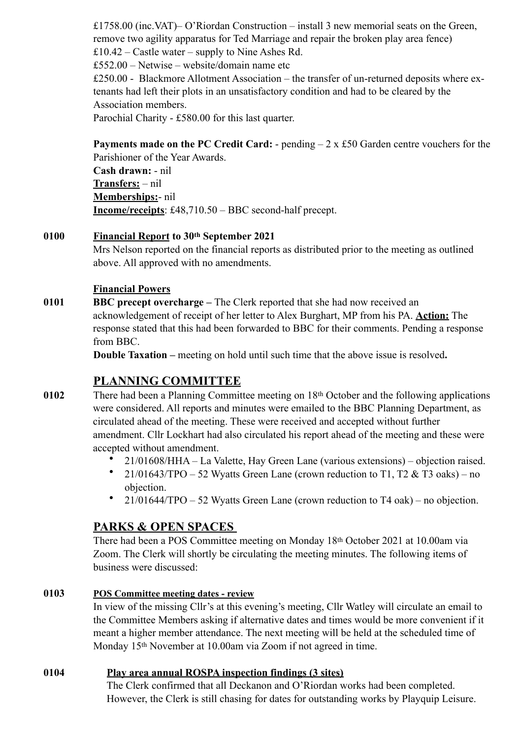£1758.00 (inc.VAT)– O'Riordan Construction – install 3 new memorial seats on the Green, remove two agility apparatus for Ted Marriage and repair the broken play area fence)
£10.42 – Castle water – supply to Nine Ashes Rd.
£552.00 – Netwise – website/domain name etc
£250.00 - Blackmore Allotment Association – the transfer of un-returned deposits where ex-tenants had left their plots in an unsatisfactory condition and had to be cleared by the Association members.
Parochial Charity - £580.00 for this last quarter.

**Payments made on the PC Credit Card:** - pending – 2 x £50 Garden centre vouchers for the Parishioner of the Year Awards.
**Cash drawn:** - nil
**Transfers:** – nil
**Memberships:**- nil
**Income/receipts**: £48,710.50 – BBC second-half precept.

**0100 Financial Report to 30th September 2021**
Mrs Nelson reported on the financial reports as distributed prior to the meeting as outlined above. All approved with no amendments.

**Financial Powers**

**0101 BBC precept overcharge –** The Clerk reported that she had now received an acknowledgement of receipt of her letter to Alex Burghart, MP from his PA. **Action:** The response stated that this had been forwarded to BBC for their comments. Pending a response from BBC.
**Double Taxation –** meeting on hold until such time that the above issue is resolved**.**

## PLANNING COMMITTEE

**0102** There had been a Planning Committee meeting on 18th October and the following applications were considered. All reports and minutes were emailed to the BBC Planning Department, as circulated ahead of the meeting. These were received and accepted without further amendment. Cllr Lockhart had also circulated his report ahead of the meeting and these were accepted without amendment.

- 21/01608/HHA – La Valette, Hay Green Lane (various extensions) – objection raised.
- 21/01643/TPO – 52 Wyatts Green Lane (crown reduction to T1, T2 & T3 oaks) – no objection.
- 21/01644/TPO – 52 Wyatts Green Lane (crown reduction to T4 oak) – no objection.

## PARKS & OPEN SPACES

There had been a POS Committee meeting on Monday 18th October 2021 at 10.00am via Zoom. The Clerk will shortly be circulating the meeting minutes. The following items of business were discussed:

**0103 POS Committee meeting dates - review**
In view of the missing Cllr's at this evening's meeting, Cllr Watley will circulate an email to the Committee Members asking if alternative dates and times would be more convenient if it meant a higher member attendance. The next meeting will be held at the scheduled time of Monday 15th November at 10.00am via Zoom if not agreed in time.

**0104 Play area annual ROSPA inspection findings (3 sites)**
The Clerk confirmed that all Deckanon and O'Riordan works had been completed. However, the Clerk is still chasing for dates for outstanding works by Playquip Leisure.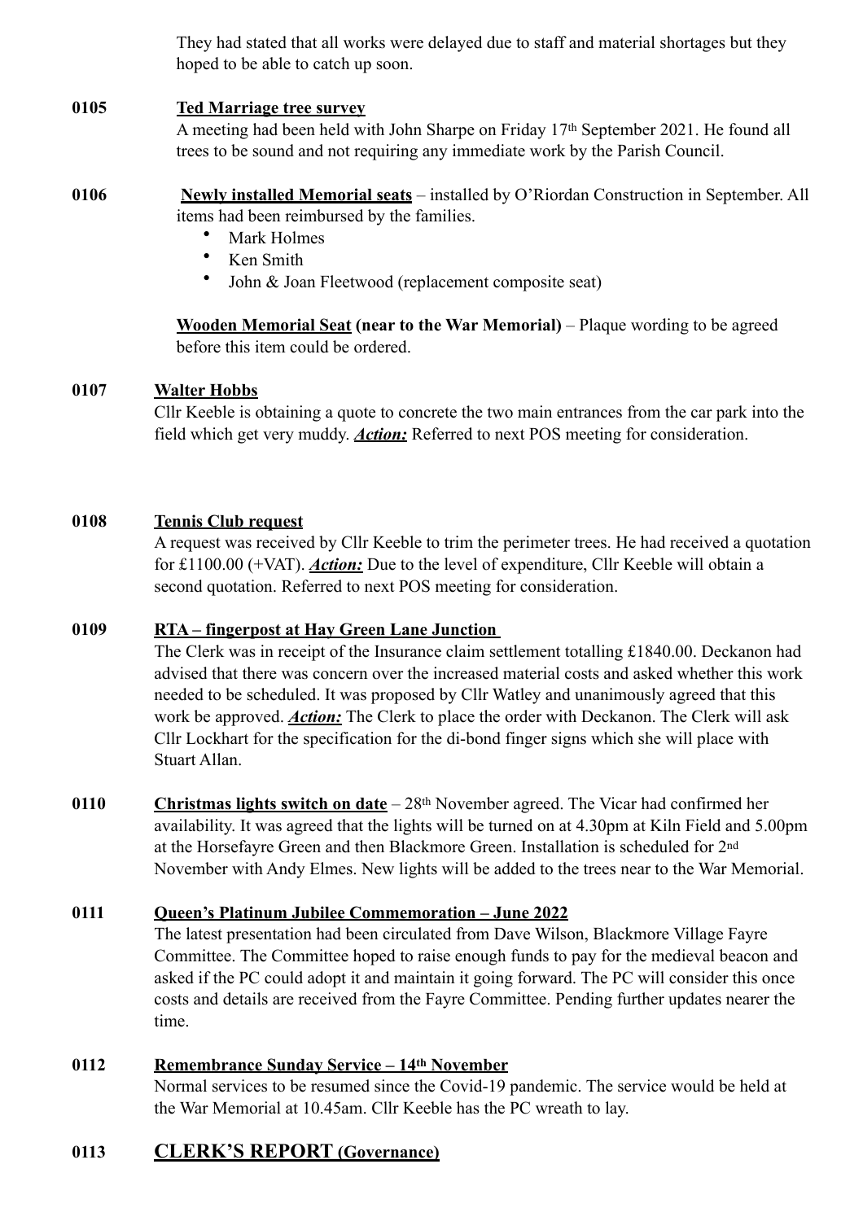They had stated that all works were delayed due to staff and material shortages but they hoped to be able to catch up soon.

**0105** **Ted Marriage tree survey**

A meeting had been held with John Sharpe on Friday 17th September 2021. He found all trees to be sound and not requiring any immediate work by the Parish Council.

**0106** **Newly installed Memorial seats** – installed by O'Riordan Construction in September. All items had been reimbursed by the families.

- Mark Holmes
- Ken Smith
- John & Joan Fleetwood (replacement composite seat)

**Wooden Memorial Seat (near to the War Memorial)** – Plaque wording to be agreed before this item could be ordered.

**0107** **Walter Hobbs**

Cllr Keeble is obtaining a quote to concrete the two main entrances from the car park into the field which get very muddy. ***Action:*** Referred to next POS meeting for consideration.

**0108** **Tennis Club request**

A request was received by Cllr Keeble to trim the perimeter trees. He had received a quotation for £1100.00 (+VAT). ***Action:*** Due to the level of expenditure, Cllr Keeble will obtain a second quotation. Referred to next POS meeting for consideration.

**0109** **RTA – fingerpost at Hay Green Lane Junction**

The Clerk was in receipt of the Insurance claim settlement totalling £1840.00. Deckanon had advised that there was concern over the increased material costs and asked whether this work needed to be scheduled. It was proposed by Cllr Watley and unanimously agreed that this work be approved. ***Action:*** The Clerk to place the order with Deckanon. The Clerk will ask Cllr Lockhart for the specification for the di-bond finger signs which she will place with Stuart Allan.

**0110** **Christmas lights switch on date** – 28th November agreed. The Vicar had confirmed her availability. It was agreed that the lights will be turned on at 4.30pm at Kiln Field and 5.00pm at the Horsefayre Green and then Blackmore Green. Installation is scheduled for 2nd November with Andy Elmes. New lights will be added to the trees near to the War Memorial.

**0111** **Queen's Platinum Jubilee Commemoration – June 2022**

The latest presentation had been circulated from Dave Wilson, Blackmore Village Fayre Committee. The Committee hoped to raise enough funds to pay for the medieval beacon and asked if the PC could adopt it and maintain it going forward. The PC will consider this once costs and details are received from the Fayre Committee. Pending further updates nearer the time.

**0112** **Remembrance Sunday Service – 14th November**

Normal services to be resumed since the Covid-19 pandemic. The service would be held at the War Memorial at 10.45am. Cllr Keeble has the PC wreath to lay.

## 0113 CLERK'S REPORT (Governance)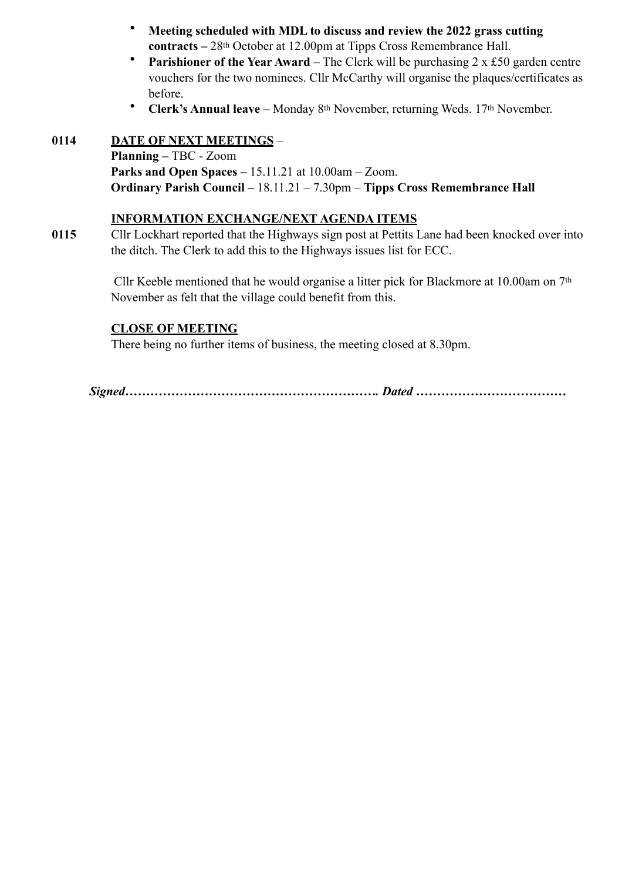- **Meeting scheduled with MDL to discuss and review the 2022 grass cutting contracts –** 28th October at 12.00pm at Tipps Cross Remembrance Hall.
- **Parishioner of the Year Award** – The Clerk will be purchasing 2 x £50 garden centre vouchers for the two nominees. Cllr McCarthy will organise the plaques/certificates as before.
- **Clerk's Annual leave** – Monday 8th November, returning Weds. 17th November.

**0114** **DATE OF NEXT MEETINGS** –

**Planning –** TBC - Zoom

**Parks and Open Spaces –** 15.11.21 at 10.00am – Zoom.

**Ordinary Parish Council –** 18.11.21 – 7.30pm – **Tipps Cross Remembrance Hall**

**INFORMATION EXCHANGE/NEXT AGENDA ITEMS**

**0115** Cllr Lockhart reported that the Highways sign post at Pettits Lane had been knocked over into the ditch. The Clerk to add this to the Highways issues list for ECC.

Cllr Keeble mentioned that he would organise a litter pick for Blackmore at 10.00am on 7th November as felt that the village could benefit from this.

**CLOSE OF MEETING**

There being no further items of business, the meeting closed at 8.30pm.

***Signed……………………………………………………. Dated ………………………………***